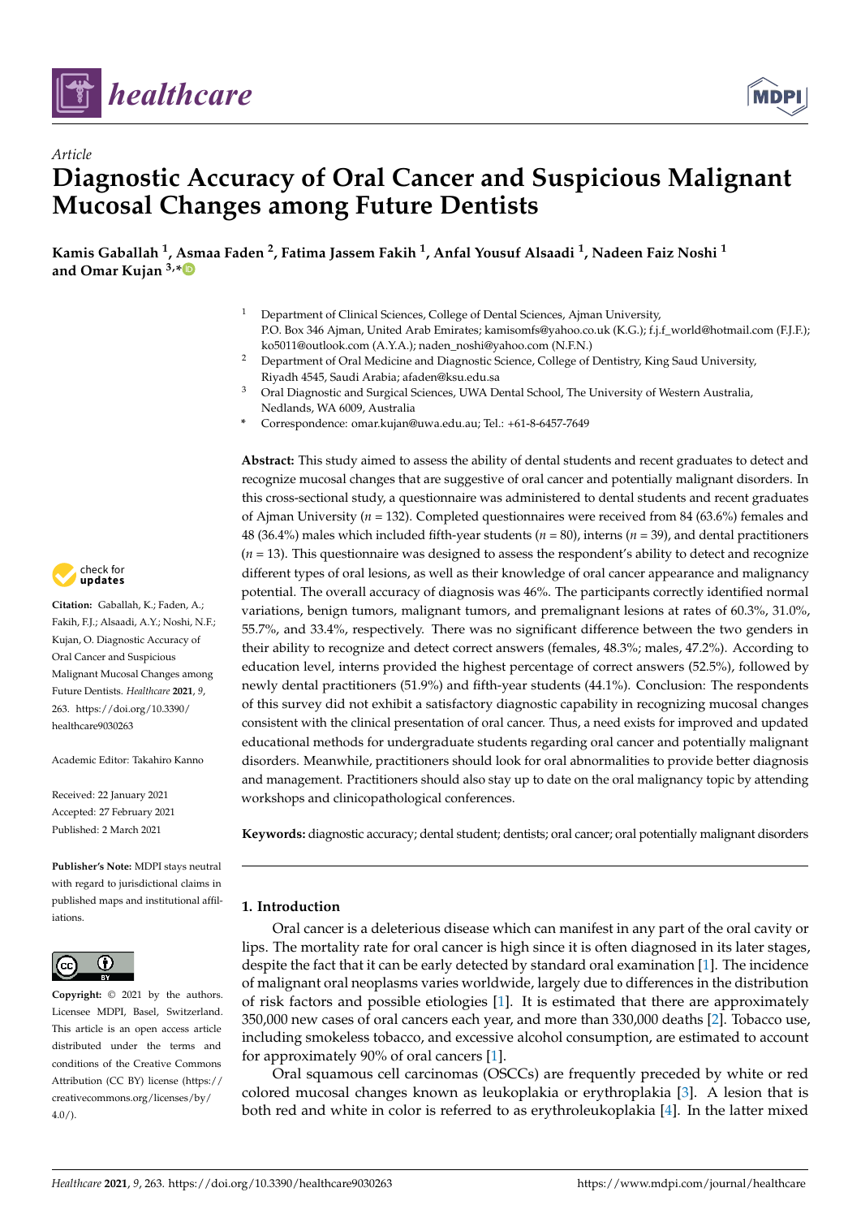*Article*

# Diagnostic Accuracy of Oral Cancer and Suspicious Malignant Mucosal Changes among Future Dentists

**Kamis Gaballah [1], Asmaa Faden [2], Fatima Jassem Fakih [1], Anfal Yousuf Alsaadi [1], Nadeen Faiz Noshi [1] and Omar Kujan [3,*]**

[1] Department of Clinical Sciences, College of Dental Sciences, Ajman University, P.O. Box 346 Ajman, United Arab Emirates; kamisomfs@yahoo.co.uk (K.G.); f.j.f_world@hotmail.com (F.J.F.); ko5011@outlook.com (A.Y.A.); naden_noshi@yahoo.com (N.F.N.)

[2] Department of Oral Medicine and Diagnostic Science, College of Dentistry, King Saud University, Riyadh 4545, Saudi Arabia; afaden@ksu.edu.sa

[3] Oral Diagnostic and Surgical Sciences, UWA Dental School, The University of Western Australia, Nedlands, WA 6009, Australia

* Correspondence: omar.kujan@uwa.edu.au; Tel.: +61-8-6457-7649

**Abstract:** This study aimed to assess the ability of dental students and recent graduates to detect and recognize mucosal changes that are suggestive of oral cancer and potentially malignant disorders. In this cross-sectional study, a questionnaire was administered to dental students and recent graduates of Ajman University ($n$ = 132). Completed questionnaires were received from 84 (63.6%) females and 48 (36.4%) males which included fifth-year students ($n$ = 80), interns ($n$ = 39), and dental practitioners ($n$ = 13). This questionnaire was designed to assess the respondent's ability to detect and recognize different types of oral lesions, as well as their knowledge of oral cancer appearance and malignancy potential. The overall accuracy of diagnosis was 46%. The participants correctly identified normal variations, benign tumors, malignant tumors, and premalignant lesions at rates of 60.3%, 31.0%, 55.7%, and 33.4%, respectively. There was no significant difference between the two genders in their ability to recognize and detect correct answers (females, 48.3%; males, 47.2%). According to education level, interns provided the highest percentage of correct answers (52.5%), followed by newly dental practitioners (51.9%) and fifth-year students (44.1%). Conclusion: The respondents of this survey did not exhibit a satisfactory diagnostic capability in recognizing mucosal changes consistent with the clinical presentation of oral cancer. Thus, a need exists for improved and updated educational methods for undergraduate students regarding oral cancer and potentially malignant disorders. Meanwhile, practitioners should look for oral abnormalities to provide better diagnosis and management. Practitioners should also stay up to date on the oral malignancy topic by attending workshops and clinicopathological conferences.

**Keywords:** diagnostic accuracy; dental student; dentists; oral cancer; oral potentially malignant disorders

**Citation:** Gaballah, K.; Faden, A.; Fakih, F.J.; Alsaadi, A.Y.; Noshi, N.F.; Kujan, O. Diagnostic Accuracy of Oral Cancer and Suspicious Malignant Mucosal Changes among Future Dentists. *Healthcare* **2021**, *9*, 263. https://doi.org/10.3390/healthcare9030263

Academic Editor: Takahiro Kanno

Received: 22 January 2021
Accepted: 27 February 2021
Published: 2 March 2021

**Publisher's Note:** MDPI stays neutral with regard to jurisdictional claims in published maps and institutional affiliations.

**Copyright:** © 2021 by the authors. Licensee MDPI, Basel, Switzerland. This article is an open access article distributed under the terms and conditions of the Creative Commons Attribution (CC BY) license (https://creativecommons.org/licenses/by/4.0/).

## 1. Introduction

Oral cancer is a deleterious disease which can manifest in any part of the oral cavity or lips. The mortality rate for oral cancer is high since it is often diagnosed in its later stages, despite the fact that it can be early detected by standard oral examination [1]. The incidence of malignant oral neoplasms varies worldwide, largely due to differences in the distribution of risk factors and possible etiologies [1]. It is estimated that there are approximately 350,000 new cases of oral cancers each year, and more than 330,000 deaths [2]. Tobacco use, including smokeless tobacco, and excessive alcohol consumption, are estimated to account for approximately 90% of oral cancers [1].

Oral squamous cell carcinomas (OSCCs) are frequently preceded by white or red colored mucosal changes known as leukoplakia or erythroplakia [3]. A lesion that is both red and white in color is referred to as erythroleukoplakia [4]. In the latter mixed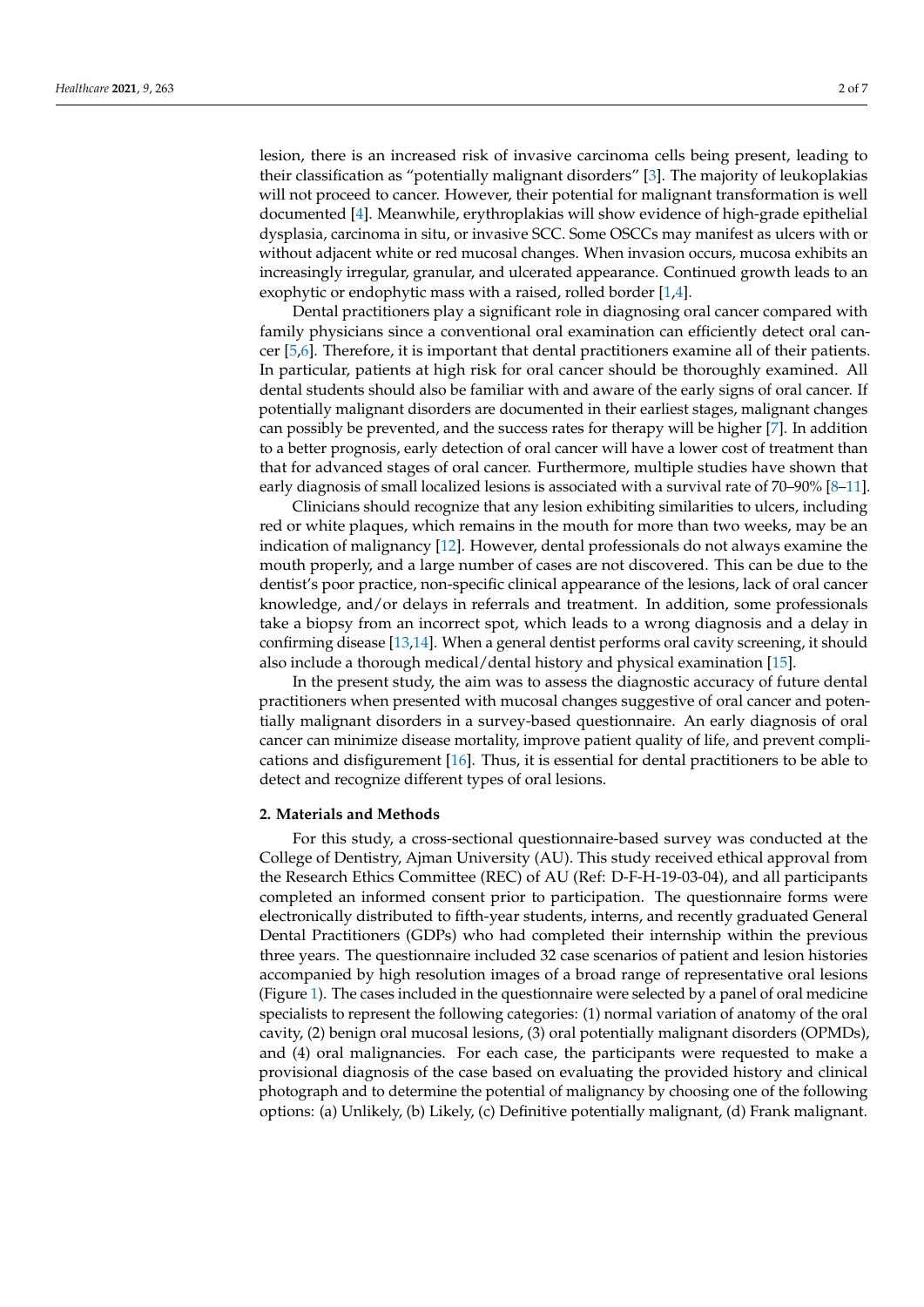lesion, there is an increased risk of invasive carcinoma cells being present, leading to their classification as "potentially malignant disorders" [3]. The majority of leukoplakias will not proceed to cancer. However, their potential for malignant transformation is well documented [4]. Meanwhile, erythroplakias will show evidence of high-grade epithelial dysplasia, carcinoma in situ, or invasive SCC. Some OSCCs may manifest as ulcers with or without adjacent white or red mucosal changes. When invasion occurs, mucosa exhibits an increasingly irregular, granular, and ulcerated appearance. Continued growth leads to an exophytic or endophytic mass with a raised, rolled border [1,4].

Dental practitioners play a significant role in diagnosing oral cancer compared with family physicians since a conventional oral examination can efficiently detect oral cancer [5,6]. Therefore, it is important that dental practitioners examine all of their patients. In particular, patients at high risk for oral cancer should be thoroughly examined. All dental students should also be familiar with and aware of the early signs of oral cancer. If potentially malignant disorders are documented in their earliest stages, malignant changes can possibly be prevented, and the success rates for therapy will be higher [7]. In addition to a better prognosis, early detection of oral cancer will have a lower cost of treatment than that for advanced stages of oral cancer. Furthermore, multiple studies have shown that early diagnosis of small localized lesions is associated with a survival rate of 70–90% [8–11].

Clinicians should recognize that any lesion exhibiting similarities to ulcers, including red or white plaques, which remains in the mouth for more than two weeks, may be an indication of malignancy [12]. However, dental professionals do not always examine the mouth properly, and a large number of cases are not discovered. This can be due to the dentist's poor practice, non-specific clinical appearance of the lesions, lack of oral cancer knowledge, and/or delays in referrals and treatment. In addition, some professionals take a biopsy from an incorrect spot, which leads to a wrong diagnosis and a delay in confirming disease [13,14]. When a general dentist performs oral cavity screening, it should also include a thorough medical/dental history and physical examination [15].

In the present study, the aim was to assess the diagnostic accuracy of future dental practitioners when presented with mucosal changes suggestive of oral cancer and potentially malignant disorders in a survey-based questionnaire. An early diagnosis of oral cancer can minimize disease mortality, improve patient quality of life, and prevent complications and disfigurement [16]. Thus, it is essential for dental practitioners to be able to detect and recognize different types of oral lesions.

## 2. Materials and Methods

For this study, a cross-sectional questionnaire-based survey was conducted at the College of Dentistry, Ajman University (AU). This study received ethical approval from the Research Ethics Committee (REC) of AU (Ref: D-F-H-19-03-04), and all participants completed an informed consent prior to participation. The questionnaire forms were electronically distributed to fifth-year students, interns, and recently graduated General Dental Practitioners (GDPs) who had completed their internship within the previous three years. The questionnaire included 32 case scenarios of patient and lesion histories accompanied by high resolution images of a broad range of representative oral lesions (Figure 1). The cases included in the questionnaire were selected by a panel of oral medicine specialists to represent the following categories: (1) normal variation of anatomy of the oral cavity, (2) benign oral mucosal lesions, (3) oral potentially malignant disorders (OPMDs), and (4) oral malignancies. For each case, the participants were requested to make a provisional diagnosis of the case based on evaluating the provided history and clinical photograph and to determine the potential of malignancy by choosing one of the following options: (a) Unlikely, (b) Likely, (c) Definitive potentially malignant, (d) Frank malignant.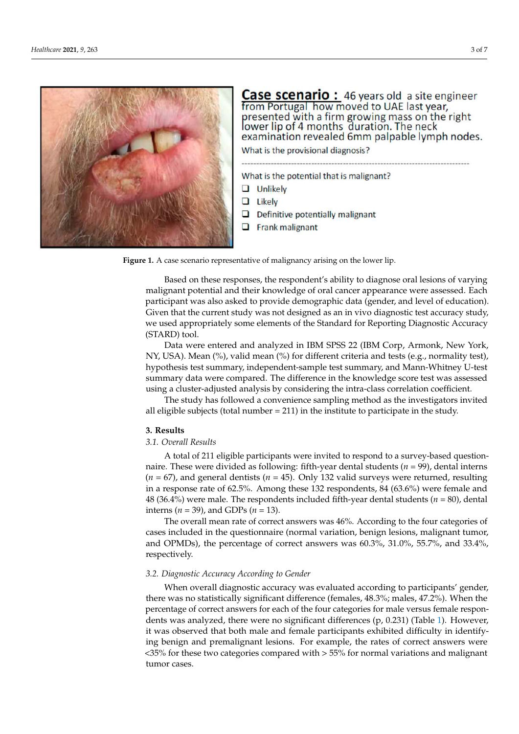Case scenario : 46 years old a site engineer from Portugal how moved to UAE last year, presented with a firm growing mass on the right lower lip of 4 months duration. The neck examination revealed 6mm palpable lymph nodes.

What is the provisional diagnosis?

What is the potential that is malignant?

- ❑ Unlikely
- ❑ Likely
- ❑ Definitive potentially malignant
- ❑ Frank malignant

**Figure 1.** A case scenario representative of malignancy arising on the lower lip.

Based on these responses, the respondent's ability to diagnose oral lesions of varying malignant potential and their knowledge of oral cancer appearance were assessed. Each participant was also asked to provide demographic data (gender, and level of education). Given that the current study was not designed as an in vivo diagnostic test accuracy study, we used appropriately some elements of the Standard for Reporting Diagnostic Accuracy (STARD) tool.

Data were entered and analyzed in IBM SPSS 22 (IBM Corp, Armonk, New York, NY, USA). Mean (%), valid mean (%) for different criteria and tests (e.g., normality test), hypothesis test summary, independent-sample test summary, and Mann-Whitney U-test summary data were compared. The difference in the knowledge score test was assessed using a cluster-adjusted analysis by considering the intra-class correlation coefficient.

The study has followed a convenience sampling method as the investigators invited all eligible subjects (total number = 211) in the institute to participate in the study.

## 3. Results

### 3.1. Overall Results

A total of 211 eligible participants were invited to respond to a survey-based questionnaire. These were divided as following: fifth-year dental students ($n = 99$), dental interns ($n = 67$), and general dentists ($n = 45$). Only 132 valid surveys were returned, resulting in a response rate of 62.5%. Among these 132 respondents, 84 (63.6%) were female and 48 (36.4%) were male. The respondents included fifth-year dental students ($n = 80$), dental interns ($n = 39$), and GDPs ($n = 13$).

The overall mean rate of correct answers was 46%. According to the four categories of cases included in the questionnaire (normal variation, benign lesions, malignant tumor, and OPMDs), the percentage of correct answers was 60.3%, 31.0%, 55.7%, and 33.4%, respectively.

### 3.2. Diagnostic Accuracy According to Gender

When overall diagnostic accuracy was evaluated according to participants' gender, there was no statistically significant difference (females, 48.3%; males, 47.2%). When the percentage of correct answers for each of the four categories for male versus female respondents was analyzed, there were no significant differences (p, 0.231) (Table 1). However, it was observed that both male and female participants exhibited difficulty in identifying benign and premalignant lesions. For example, the rates of correct answers were <35% for these two categories compared with > 55% for normal variations and malignant tumor cases.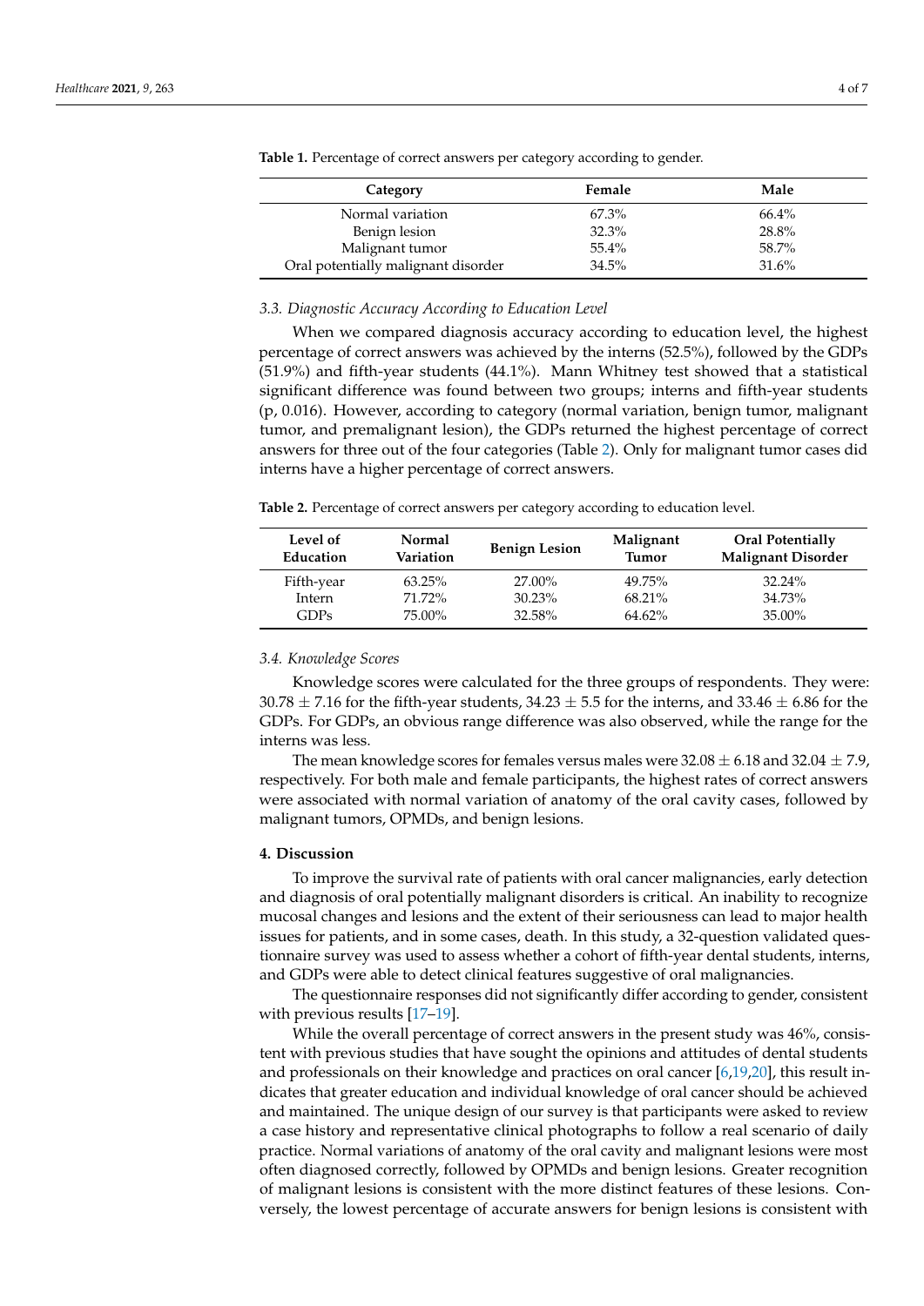**Table 1.** Percentage of correct answers per category according to gender.

| Category | Female | Male |
|---|---|---|
| Normal variation | 67.3% | 66.4% |
| Benign lesion | 32.3% | 28.8% |
| Malignant tumor | 55.4% | 58.7% |
| Oral potentially malignant disorder | 34.5% | 31.6% |

### *3.3. Diagnostic Accuracy According to Education Level*

When we compared diagnosis accuracy according to education level, the highest percentage of correct answers was achieved by the interns (52.5%), followed by the GDPs (51.9%) and fifth-year students (44.1%). Mann Whitney test showed that a statistical significant difference was found between two groups; interns and fifth-year students (p, 0.016). However, according to category (normal variation, benign tumor, malignant tumor, and premalignant lesion), the GDPs returned the highest percentage of correct answers for three out of the four categories (Table 2). Only for malignant tumor cases did interns have a higher percentage of correct answers.

**Table 2.** Percentage of correct answers per category according to education level.

| Level of Education | Normal Variation | Benign Lesion | Malignant Tumor | Oral Potentially Malignant Disorder |
|---|---|---|---|---|
| Fifth-year | 63.25% | 27.00% | 49.75% | 32.24% |
| Intern | 71.72% | 30.23% | 68.21% | 34.73% |
| GDPs | 75.00% | 32.58% | 64.62% | 35.00% |

### *3.4. Knowledge Scores*

Knowledge scores were calculated for the three groups of respondents. They were: $30.78 \pm 7.16$ for the fifth-year students, $34.23 \pm 5.5$ for the interns, and $33.46 \pm 6.86$ for the GDPs. For GDPs, an obvious range difference was also observed, while the range for the interns was less.

The mean knowledge scores for females versus males were $32.08 \pm 6.18$ and $32.04 \pm 7.9$, respectively. For both male and female participants, the highest rates of correct answers were associated with normal variation of anatomy of the oral cavity cases, followed by malignant tumors, OPMDs, and benign lesions.

## **4. Discussion**

To improve the survival rate of patients with oral cancer malignancies, early detection and diagnosis of oral potentially malignant disorders is critical. An inability to recognize mucosal changes and lesions and the extent of their seriousness can lead to major health issues for patients, and in some cases, death. In this study, a 32-question validated questionnaire survey was used to assess whether a cohort of fifth-year dental students, interns, and GDPs were able to detect clinical features suggestive of oral malignancies.

The questionnaire responses did not significantly differ according to gender, consistent with previous results [17–19].

While the overall percentage of correct answers in the present study was 46%, consistent with previous studies that have sought the opinions and attitudes of dental students and professionals on their knowledge and practices on oral cancer [6,19,20], this result indicates that greater education and individual knowledge of oral cancer should be achieved and maintained. The unique design of our survey is that participants were asked to review a case history and representative clinical photographs to follow a real scenario of daily practice. Normal variations of anatomy of the oral cavity and malignant lesions were most often diagnosed correctly, followed by OPMDs and benign lesions. Greater recognition of malignant lesions is consistent with the more distinct features of these lesions. Conversely, the lowest percentage of accurate answers for benign lesions is consistent with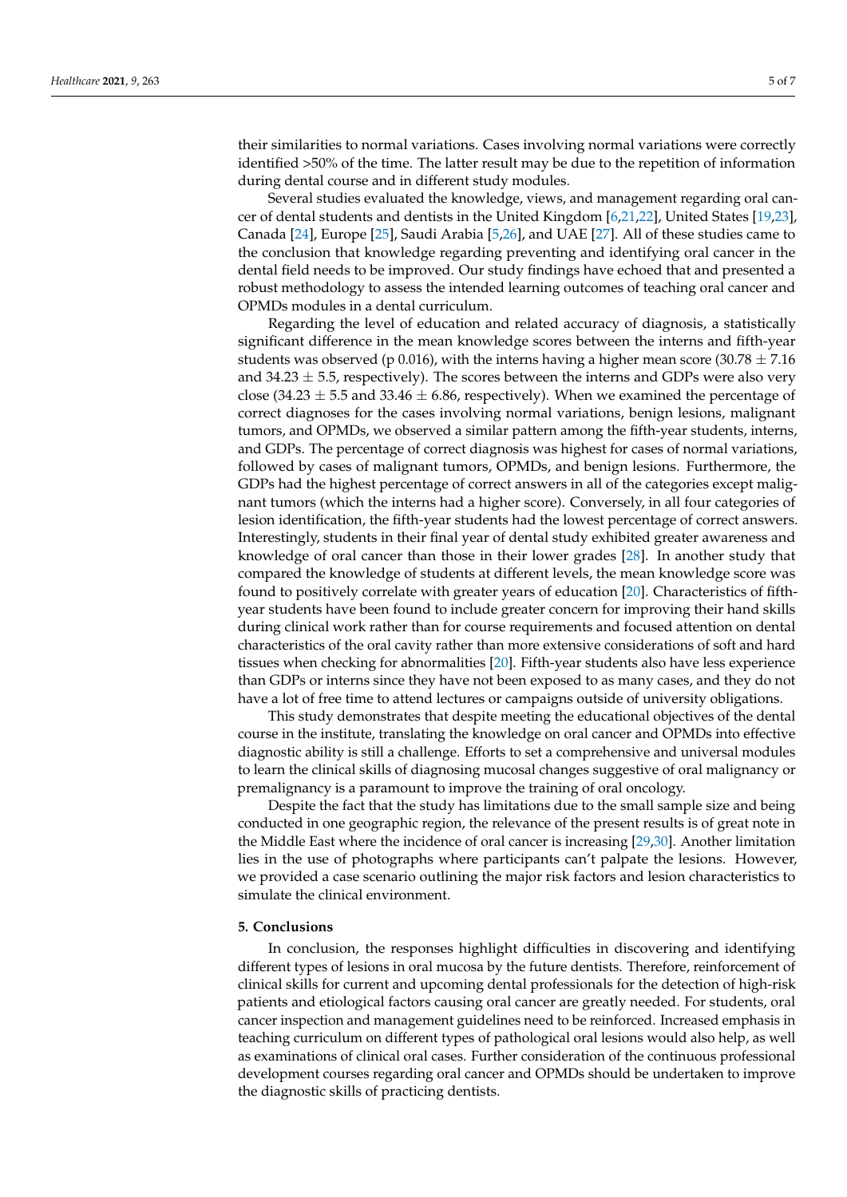their similarities to normal variations. Cases involving normal variations were correctly identified >50% of the time. The latter result may be due to the repetition of information during dental course and in different study modules.

Several studies evaluated the knowledge, views, and management regarding oral cancer of dental students and dentists in the United Kingdom [6,21,22], United States [19,23], Canada [24], Europe [25], Saudi Arabia [5,26], and UAE [27]. All of these studies came to the conclusion that knowledge regarding preventing and identifying oral cancer in the dental field needs to be improved. Our study findings have echoed that and presented a robust methodology to assess the intended learning outcomes of teaching oral cancer and OPMDs modules in a dental curriculum.

Regarding the level of education and related accuracy of diagnosis, a statistically significant difference in the mean knowledge scores between the interns and fifth-year students was observed (p 0.016), with the interns having a higher mean score ($30.78 \pm 7.16$ and $34.23 \pm 5.5$, respectively). The scores between the interns and GDPs were also very close ($34.23 \pm 5.5$ and $33.46 \pm 6.86$, respectively). When we examined the percentage of correct diagnoses for the cases involving normal variations, benign lesions, malignant tumors, and OPMDs, we observed a similar pattern among the fifth-year students, interns, and GDPs. The percentage of correct diagnosis was highest for cases of normal variations, followed by cases of malignant tumors, OPMDs, and benign lesions. Furthermore, the GDPs had the highest percentage of correct answers in all of the categories except malignant tumors (which the interns had a higher score). Conversely, in all four categories of lesion identification, the fifth-year students had the lowest percentage of correct answers. Interestingly, students in their final year of dental study exhibited greater awareness and knowledge of oral cancer than those in their lower grades [28]. In another study that compared the knowledge of students at different levels, the mean knowledge score was found to positively correlate with greater years of education [20]. Characteristics of fifth-year students have been found to include greater concern for improving their hand skills during clinical work rather than for course requirements and focused attention on dental characteristics of the oral cavity rather than more extensive considerations of soft and hard tissues when checking for abnormalities [20]. Fifth-year students also have less experience than GDPs or interns since they have not been exposed to as many cases, and they do not have a lot of free time to attend lectures or campaigns outside of university obligations.

This study demonstrates that despite meeting the educational objectives of the dental course in the institute, translating the knowledge on oral cancer and OPMDs into effective diagnostic ability is still a challenge. Efforts to set a comprehensive and universal modules to learn the clinical skills of diagnosing mucosal changes suggestive of oral malignancy or premalignancy is a paramount to improve the training of oral oncology.

Despite the fact that the study has limitations due to the small sample size and being conducted in one geographic region, the relevance of the present results is of great note in the Middle East where the incidence of oral cancer is increasing [29,30]. Another limitation lies in the use of photographs where participants can't palpate the lesions. However, we provided a case scenario outlining the major risk factors and lesion characteristics to simulate the clinical environment.

## 5. Conclusions

In conclusion, the responses highlight difficulties in discovering and identifying different types of lesions in oral mucosa by the future dentists. Therefore, reinforcement of clinical skills for current and upcoming dental professionals for the detection of high-risk patients and etiological factors causing oral cancer are greatly needed. For students, oral cancer inspection and management guidelines need to be reinforced. Increased emphasis in teaching curriculum on different types of pathological oral lesions would also help, as well as examinations of clinical oral cases. Further consideration of the continuous professional development courses regarding oral cancer and OPMDs should be undertaken to improve the diagnostic skills of practicing dentists.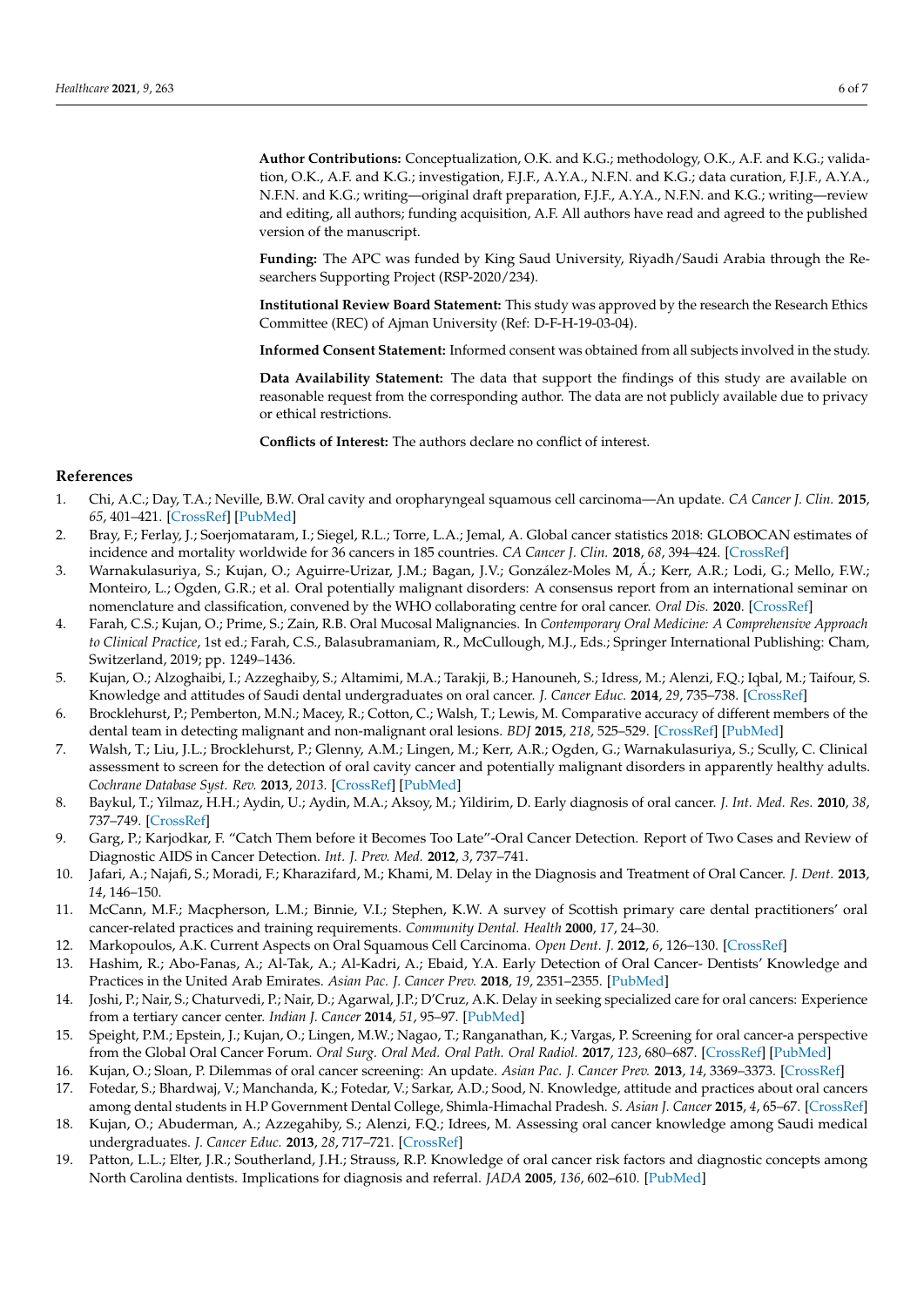**Author Contributions:** Conceptualization, O.K. and K.G.; methodology, O.K., A.F. and K.G.; validation, O.K., A.F. and K.G.; investigation, F.J.F., A.Y.A., N.F.N. and K.G.; data curation, F.J.F., A.Y.A., N.F.N. and K.G.; writing—original draft preparation, F.J.F., A.Y.A., N.F.N. and K.G.; writing—review and editing, all authors; funding acquisition, A.F. All authors have read and agreed to the published version of the manuscript.

**Funding:** The APC was funded by King Saud University, Riyadh/Saudi Arabia through the Researchers Supporting Project (RSP-2020/234).

**Institutional Review Board Statement:** This study was approved by the research the Research Ethics Committee (REC) of Ajman University (Ref: D-F-H-19-03-04).

**Informed Consent Statement:** Informed consent was obtained from all subjects involved in the study.

**Data Availability Statement:** The data that support the findings of this study are available on reasonable request from the corresponding author. The data are not publicly available due to privacy or ethical restrictions.

**Conflicts of Interest:** The authors declare no conflict of interest.

## References

1. Chi, A.C.; Day, T.A.; Neville, B.W. Oral cavity and oropharyngeal squamous cell carcinoma—An update. *CA Cancer J. Clin.* **2015**, *65*, 401–421. [CrossRef] [PubMed]
2. Bray, F.; Ferlay, J.; Soerjomataram, I.; Siegel, R.L.; Torre, L.A.; Jemal, A. Global cancer statistics 2018: GLOBOCAN estimates of incidence and mortality worldwide for 36 cancers in 185 countries. *CA Cancer J. Clin.* **2018**, *68*, 394–424. [CrossRef]
3. Warnakulasuriya, S.; Kujan, O.; Aguirre-Urizar, J.M.; Bagan, J.V.; González-Moles M, Á.; Kerr, A.R.; Lodi, G.; Mello, F.W.; Monteiro, L.; Ogden, G.R.; et al. Oral potentially malignant disorders: A consensus report from an international seminar on nomenclature and classification, convened by the WHO collaborating centre for oral cancer. *Oral Dis.* **2020**. [CrossRef]
4. Farah, C.S.; Kujan, O.; Prime, S.; Zain, R.B. Oral Mucosal Malignancies. In *Contemporary Oral Medicine: A Comprehensive Approach to Clinical Practice*, 1st ed.; Farah, C.S., Balasubramaniam, R., McCullough, M.J., Eds.; Springer International Publishing: Cham, Switzerland, 2019; pp. 1249–1436.
5. Kujan, O.; Alzoghaibi, I.; Azzeghaiby, S.; Altamimi, M.A.; Tarakji, B.; Hanouneh, S.; Idress, M.; Alenzi, F.Q.; Iqbal, M.; Taifour, S. Knowledge and attitudes of Saudi dental undergraduates on oral cancer. *J. Cancer Educ.* **2014**, *29*, 735–738. [CrossRef]
6. Brocklehurst, P.; Pemberton, M.N.; Macey, R.; Cotton, C.; Walsh, T.; Lewis, M. Comparative accuracy of different members of the dental team in detecting malignant and non-malignant oral lesions. *BDJ* **2015**, *218*, 525–529. [CrossRef] [PubMed]
7. Walsh, T.; Liu, J.L.; Brocklehurst, P.; Glenny, A.M.; Lingen, M.; Kerr, A.R.; Ogden, G.; Warnakulasuriya, S.; Scully, C. Clinical assessment to screen for the detection of oral cavity cancer and potentially malignant disorders in apparently healthy adults. *Cochrane Database Syst. Rev.* **2013**, *2013*. [CrossRef] [PubMed]
8. Baykul, T.; Yilmaz, H.H.; Aydin, U.; Aydin, M.A.; Aksoy, M.; Yildirim, D. Early diagnosis of oral cancer. *J. Int. Med. Res.* **2010**, *38*, 737–749. [CrossRef]
9. Garg, P.; Karjodkar, F. "Catch Them before it Becomes Too Late"-Oral Cancer Detection. Report of Two Cases and Review of Diagnostic AIDS in Cancer Detection. *Int. J. Prev. Med.* **2012**, *3*, 737–741.
10. Jafari, A.; Najafi, S.; Moradi, F.; Kharazifard, M.; Khami, M. Delay in the Diagnosis and Treatment of Oral Cancer. *J. Dent.* **2013**, *14*, 146–150.
11. McCann, M.F.; Macpherson, L.M.; Binnie, V.I.; Stephen, K.W. A survey of Scottish primary care dental practitioners' oral cancer-related practices and training requirements. *Community Dental. Health* **2000**, *17*, 24–30.
12. Markopoulos, A.K. Current Aspects on Oral Squamous Cell Carcinoma. *Open Dent. J.* **2012**, *6*, 126–130. [CrossRef]
13. Hashim, R.; Abo-Fanas, A.; Al-Tak, A.; Al-Kadri, A.; Ebaid, Y.A. Early Detection of Oral Cancer- Dentists' Knowledge and Practices in the United Arab Emirates. *Asian Pac. J. Cancer Prev.* **2018**, *19*, 2351–2355. [PubMed]
14. Joshi, P.; Nair, S.; Chaturvedi, P.; Nair, D.; Agarwal, J.P.; D'Cruz, A.K. Delay in seeking specialized care for oral cancers: Experience from a tertiary cancer center. *Indian J. Cancer* **2014**, *51*, 95–97. [PubMed]
15. Speight, P.M.; Epstein, J.; Kujan, O.; Lingen, M.W.; Nagao, T.; Ranganathan, K.; Vargas, P. Screening for oral cancer-a perspective from the Global Oral Cancer Forum. *Oral Surg. Oral Med. Oral Path. Oral Radiol.* **2017**, *123*, 680–687. [CrossRef] [PubMed]
16. Kujan, O.; Sloan, P. Dilemmas of oral cancer screening: An update. *Asian Pac. J. Cancer Prev.* **2013**, *14*, 3369–3373. [CrossRef]
17. Fotedar, S.; Bhardwaj, V.; Manchanda, K.; Fotedar, V.; Sarkar, A.D.; Sood, N. Knowledge, attitude and practices about oral cancers among dental students in H.P Government Dental College, Shimla-Himachal Pradesh. *S. Asian J. Cancer* **2015**, *4*, 65–67. [CrossRef]
18. Kujan, O.; Abuderman, A.; Azzegahiby, S.; Alenzi, F.Q.; Idrees, M. Assessing oral cancer knowledge among Saudi medical undergraduates. *J. Cancer Educ.* **2013**, *28*, 717–721. [CrossRef]
19. Patton, L.L.; Elter, J.R.; Southerland, J.H.; Strauss, R.P. Knowledge of oral cancer risk factors and diagnostic concepts among North Carolina dentists. Implications for diagnosis and referral. *JADA* **2005**, *136*, 602–610. [PubMed]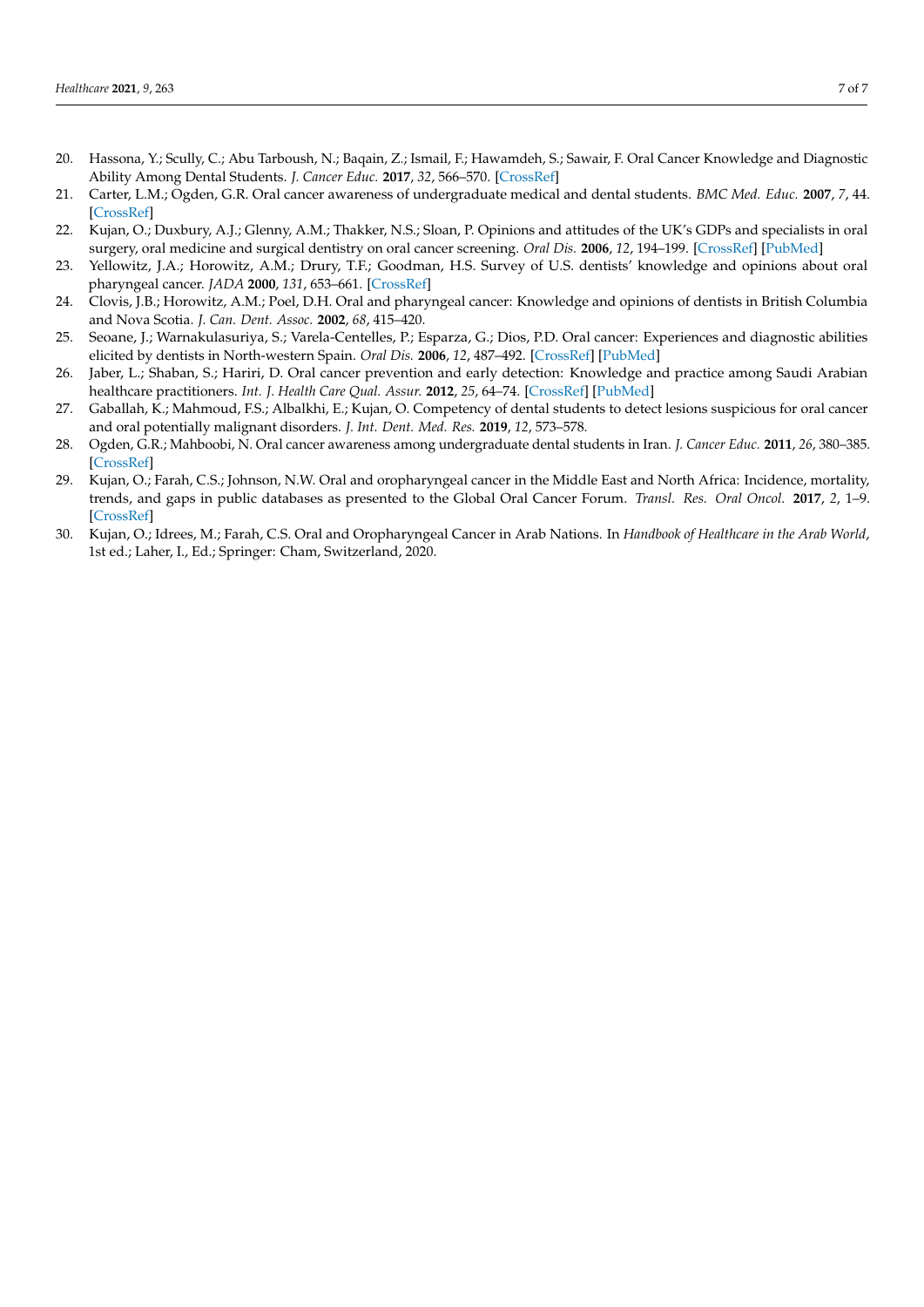20. Hassona, Y.; Scully, C.; Abu Tarboush, N.; Baqain, Z.; Ismail, F.; Hawamdeh, S.; Sawair, F. Oral Cancer Knowledge and Diagnostic Ability Among Dental Students. *J. Cancer Educ.* **2017**, *32*, 566–570. [CrossRef]
21. Carter, L.M.; Ogden, G.R. Oral cancer awareness of undergraduate medical and dental students. *BMC Med. Educ.* **2007**, *7*, 44. [CrossRef]
22. Kujan, O.; Duxbury, A.J.; Glenny, A.M.; Thakker, N.S.; Sloan, P. Opinions and attitudes of the UK's GDPs and specialists in oral surgery, oral medicine and surgical dentistry on oral cancer screening. *Oral Dis.* **2006**, *12*, 194–199. [CrossRef] [PubMed]
23. Yellowitz, J.A.; Horowitz, A.M.; Drury, T.F.; Goodman, H.S. Survey of U.S. dentists' knowledge and opinions about oral pharyngeal cancer. *JADA* **2000**, *131*, 653–661. [CrossRef]
24. Clovis, J.B.; Horowitz, A.M.; Poel, D.H. Oral and pharyngeal cancer: Knowledge and opinions of dentists in British Columbia and Nova Scotia. *J. Can. Dent. Assoc.* **2002**, *68*, 415–420.
25. Seoane, J.; Warnakulasuriya, S.; Varela-Centelles, P.; Esparza, G.; Dios, P.D. Oral cancer: Experiences and diagnostic abilities elicited by dentists in North-western Spain. *Oral Dis.* **2006**, *12*, 487–492. [CrossRef] [PubMed]
26. Jaber, L.; Shaban, S.; Hariri, D. Oral cancer prevention and early detection: Knowledge and practice among Saudi Arabian healthcare practitioners. *Int. J. Health Care Qual. Assur.* **2012**, *25*, 64–74. [CrossRef] [PubMed]
27. Gaballah, K.; Mahmoud, F.S.; Albalkhi, E.; Kujan, O. Competency of dental students to detect lesions suspicious for oral cancer and oral potentially malignant disorders. *J. Int. Dent. Med. Res.* **2019**, *12*, 573–578.
28. Ogden, G.R.; Mahboobi, N. Oral cancer awareness among undergraduate dental students in Iran. *J. Cancer Educ.* **2011**, *26*, 380–385. [CrossRef]
29. Kujan, O.; Farah, C.S.; Johnson, N.W. Oral and oropharyngeal cancer in the Middle East and North Africa: Incidence, mortality, trends, and gaps in public databases as presented to the Global Oral Cancer Forum. *Transl. Res. Oral Oncol.* **2017**, *2*, 1–9. [CrossRef]
30. Kujan, O.; Idrees, M.; Farah, C.S. Oral and Oropharyngeal Cancer in Arab Nations. In *Handbook of Healthcare in the Arab World*, 1st ed.; Laher, I., Ed.; Springer: Cham, Switzerland, 2020.